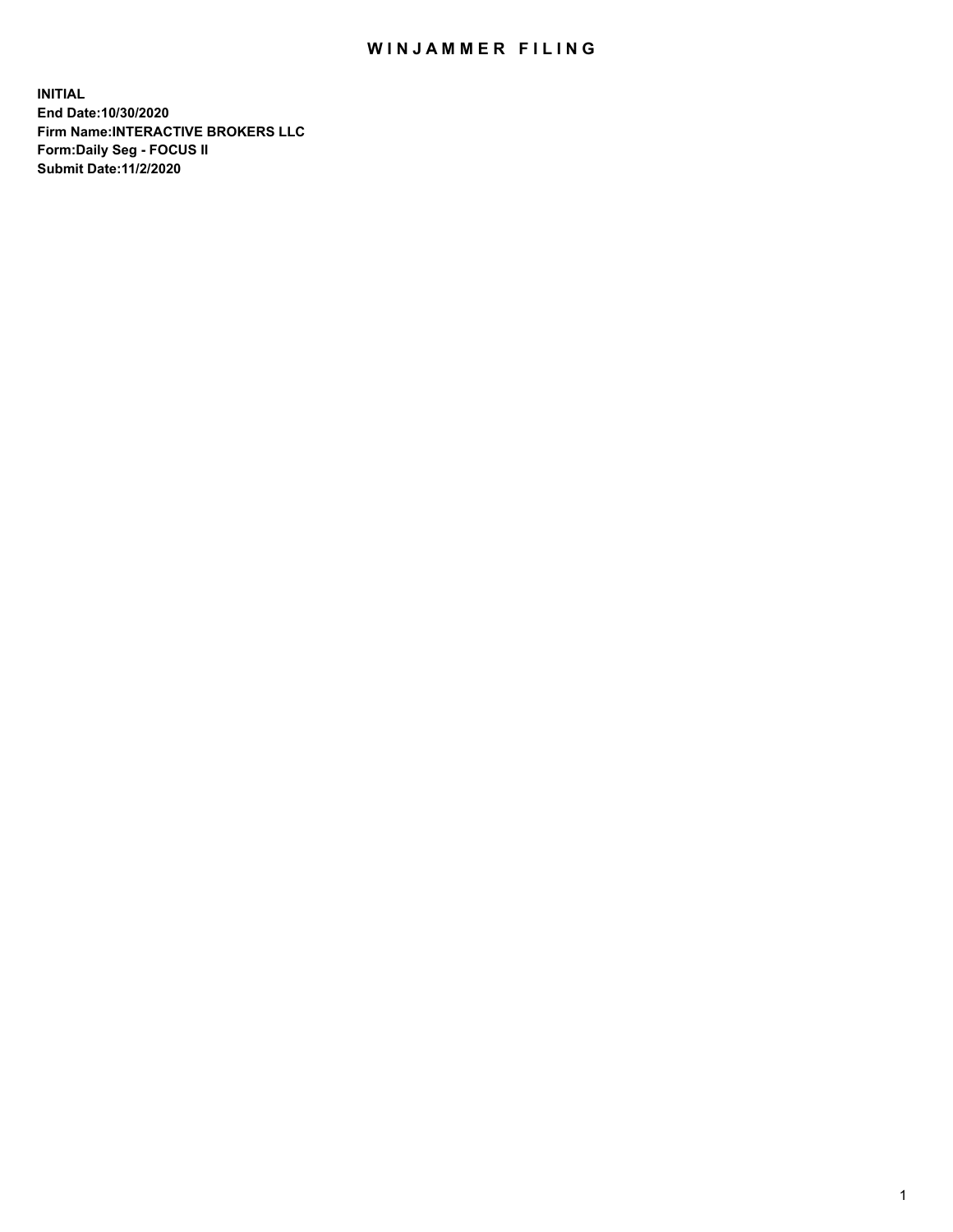# WINJAMMER FILING

**INITIAL**
**End Date:10/30/2020**
**Firm Name:INTERACTIVE BROKERS LLC**
**Form:Daily Seg - FOCUS II**
**Submit Date:11/2/2020**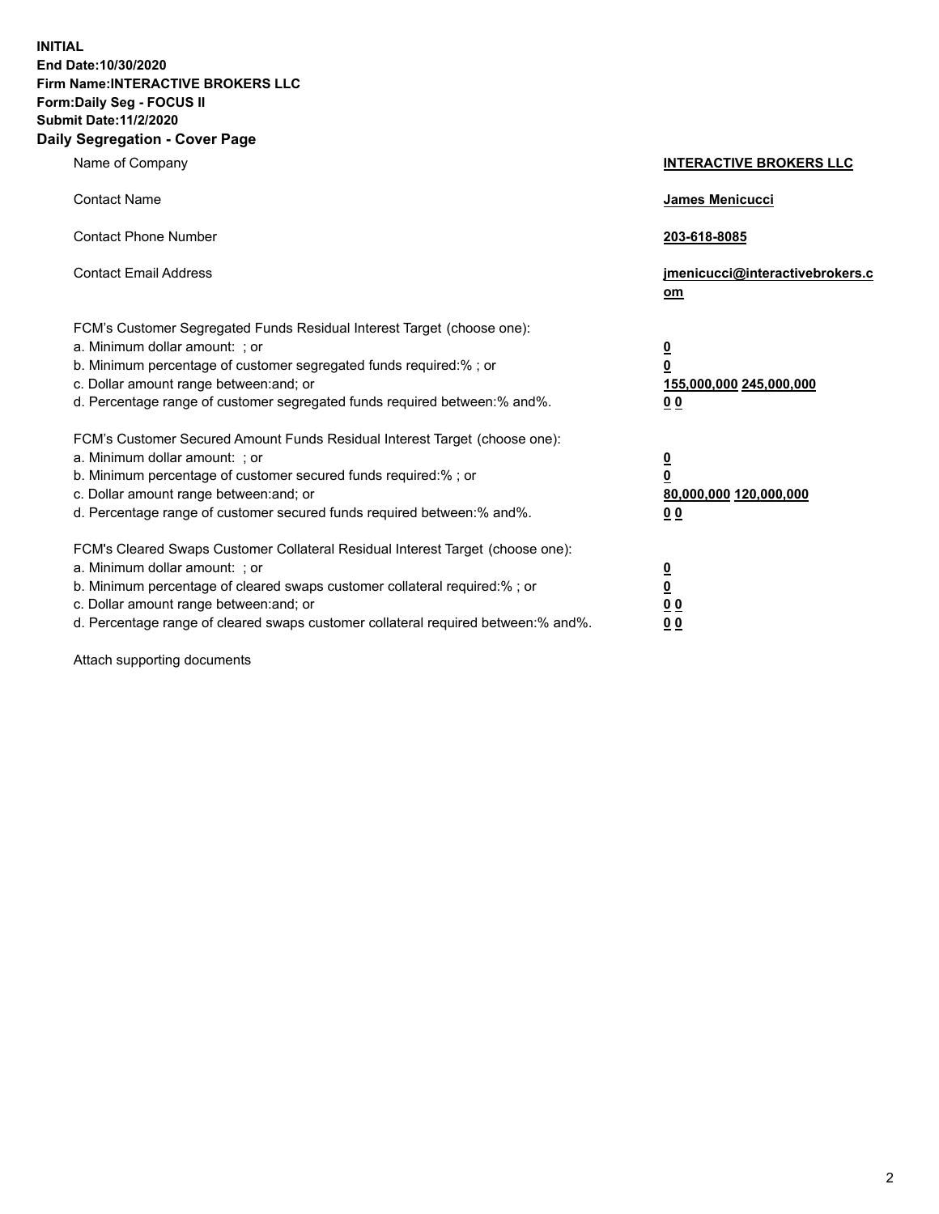**INITIAL**
**End Date:10/30/2020**
**Firm Name:INTERACTIVE BROKERS LLC**
**Form:Daily Seg - FOCUS II**
**Submit Date:11/2/2020**

## Daily Segregation - Cover Page

| | |
|---|---|
| Name of Company | **INTERACTIVE BROKERS LLC** |
| Contact Name | **James Menicucci** |
| Contact Phone Number | **203-618-8085** |
| Contact Email Address | **jmenicucci@interactivebrokers.com** |

FCM's Customer Segregated Funds Residual Interest Target (choose one):

| | |
|---|---|
| a. Minimum dollar amount: ; or | **0** |
| b. Minimum percentage of customer segregated funds required:% ; or | **0** |
| c. Dollar amount range between:and; or | **155,000,000 245,000,000** |
| d. Percentage range of customer segregated funds required between:% and%. | **0 0** |

FCM's Customer Secured Amount Funds Residual Interest Target (choose one):

| | |
|---|---|
| a. Minimum dollar amount: ; or | **0** |
| b. Minimum percentage of customer secured funds required:% ; or | **0** |
| c. Dollar amount range between:and; or | **80,000,000 120,000,000** |
| d. Percentage range of customer secured funds required between:% and%. | **0 0** |

FCM's Cleared Swaps Customer Collateral Residual Interest Target (choose one):

| | |
|---|---|
| a. Minimum dollar amount: ; or | **0** |
| b. Minimum percentage of cleared swaps customer collateral required:% ; or | **0** |
| c. Dollar amount range between:and; or | **0 0** |
| d. Percentage range of cleared swaps customer collateral required between:% and%. | **0 0** |

Attach supporting documents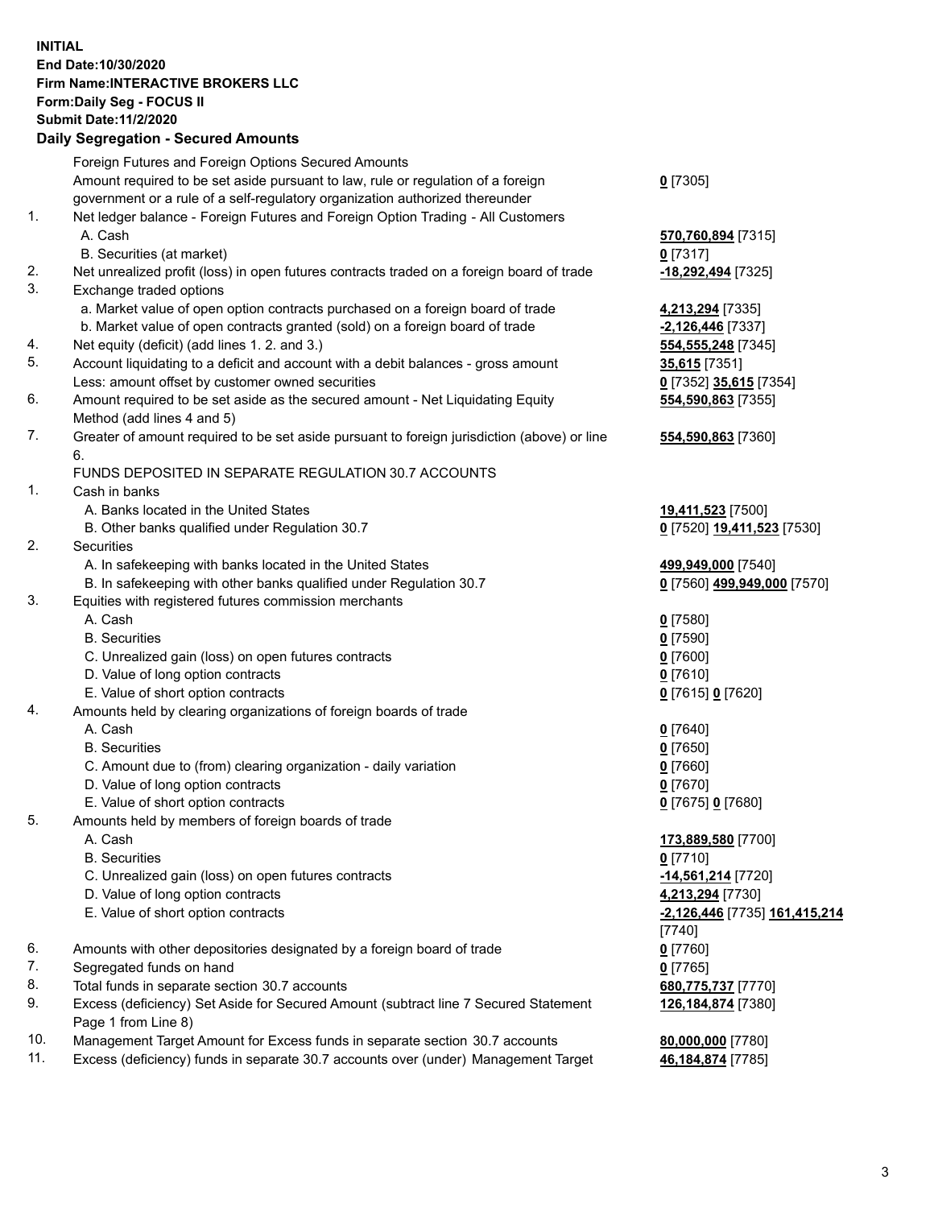**INITIAL**
**End Date:10/30/2020**
**Firm Name:INTERACTIVE BROKERS LLC**
**Form:Daily Seg - FOCUS II**
**Submit Date:11/2/2020**

**Daily Segregation - Secured Amounts**

| | | |
|---|---|---|
| | Foreign Futures and Foreign Options Secured Amounts | |
| | Amount required to be set aside pursuant to law, rule or regulation of a foreign government or a rule of a self-regulatory organization authorized thereunder | **0** [7305] |
| 1. | Net ledger balance - Foreign Futures and Foreign Option Trading - All Customers | |
| | A. Cash | **570,760,894** [7315] |
| | B. Securities (at market) | **0** [7317] |
| 2. | Net unrealized profit (loss) in open futures contracts traded on a foreign board of trade | **-18,292,494** [7325] |
| 3. | Exchange traded options | |
| | a. Market value of open option contracts purchased on a foreign board of trade | **4,213,294** [7335] |
| | b. Market value of open contracts granted (sold) on a foreign board of trade | **-2,126,446** [7337] |
| 4. | Net equity (deficit) (add lines 1. 2. and 3.) | **554,555,248** [7345] |
| 5. | Account liquidating to a deficit and account with a debit balances - gross amount | **35,615** [7351] |
| | Less: amount offset by customer owned securities | **0** [7352] **35,615** [7354] |
| 6. | Amount required to be set aside as the secured amount - Net Liquidating Equity Method (add lines 4 and 5) | **554,590,863** [7355] |
| 7. | Greater of amount required to be set aside pursuant to foreign jurisdiction (above) or line 6. | **554,590,863** [7360] |
| | FUNDS DEPOSITED IN SEPARATE REGULATION 30.7 ACCOUNTS | |
| 1. | Cash in banks | |
| | A. Banks located in the United States | **19,411,523** [7500] |
| | B. Other banks qualified under Regulation 30.7 | **0** [7520] **19,411,523** [7530] |
| 2. | Securities | |
| | A. In safekeeping with banks located in the United States | **499,949,000** [7540] |
| | B. In safekeeping with other banks qualified under Regulation 30.7 | **0** [7560] **499,949,000** [7570] |
| 3. | Equities with registered futures commission merchants | |
| | A. Cash | **0** [7580] |
| | B. Securities | **0** [7590] |
| | C. Unrealized gain (loss) on open futures contracts | **0** [7600] |
| | D. Value of long option contracts | **0** [7610] |
| | E. Value of short option contracts | **0** [7615] **0** [7620] |
| 4. | Amounts held by clearing organizations of foreign boards of trade | |
| | A. Cash | **0** [7640] |
| | B. Securities | **0** [7650] |
| | C. Amount due to (from) clearing organization - daily variation | **0** [7660] |
| | D. Value of long option contracts | **0** [7670] |
| | E. Value of short option contracts | **0** [7675] **0** [7680] |
| 5. | Amounts held by members of foreign boards of trade | |
| | A. Cash | **173,889,580** [7700] |
| | B. Securities | **0** [7710] |
| | C. Unrealized gain (loss) on open futures contracts | **-14,561,214** [7720] |
| | D. Value of long option contracts | **4,213,294** [7730] |
| | E. Value of short option contracts | **-2,126,446** [7735] **161,415,214** [7740] |
| 6. | Amounts with other depositories designated by a foreign board of trade | **0** [7760] |
| 7. | Segregated funds on hand | **0** [7765] |
| 8. | Total funds in separate section 30.7 accounts | **680,775,737** [7770] |
| 9. | Excess (deficiency) Set Aside for Secured Amount (subtract line 7 Secured Statement Page 1 from Line 8) | **126,184,874** [7380] |
| 10. | Management Target Amount for Excess funds in separate section 30.7 accounts | **80,000,000** [7780] |
| 11. | Excess (deficiency) funds in separate 30.7 accounts over (under) Management Target | **46,184,874** [7785] |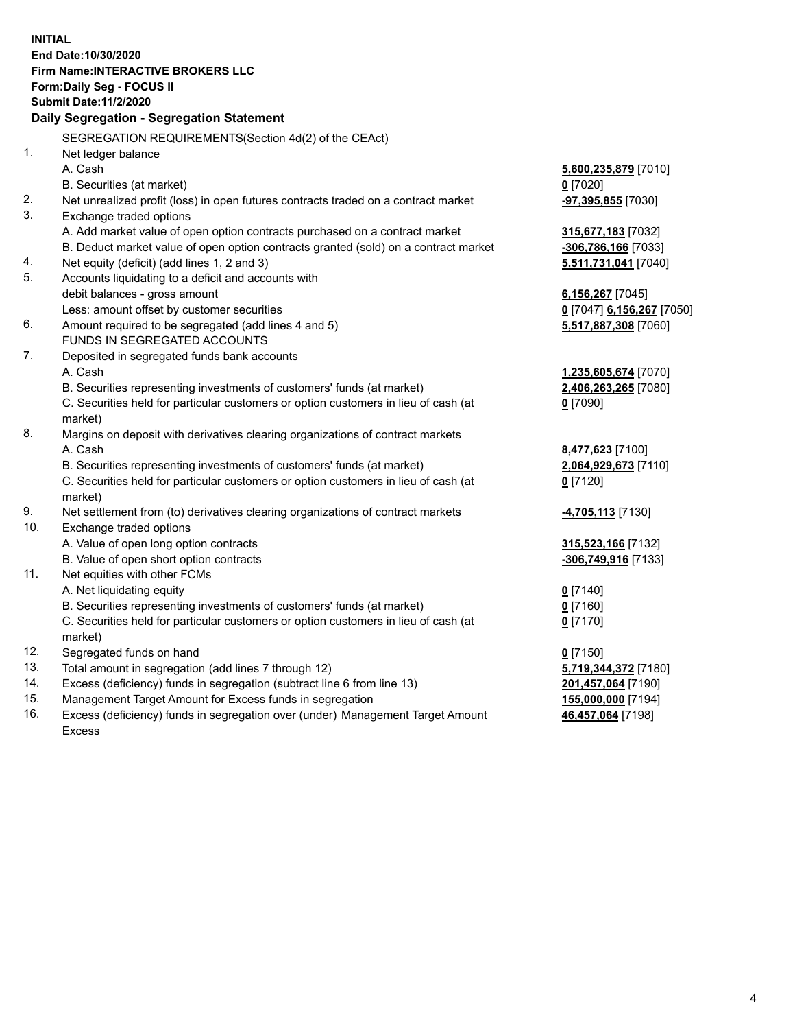**INITIAL**
**End Date:10/30/2020**
**Firm Name:INTERACTIVE BROKERS LLC**
**Form:Daily Seg - FOCUS II**
**Submit Date:11/2/2020**

## Daily Segregation - Segregation Statement

| | | |
|---|---|---|
| | SEGREGATION REQUIREMENTS(Section 4d(2) of the CEAct) | |
| 1. | Net ledger balance | |
| | A. Cash | **5,600,235,879** [7010] |
| | B. Securities (at market) | **0** [7020] |
| 2. | Net unrealized profit (loss) in open futures contracts traded on a contract market | **-97,395,855** [7030] |
| 3. | Exchange traded options | |
| | A. Add market value of open option contracts purchased on a contract market | **315,677,183** [7032] |
| | B. Deduct market value of open option contracts granted (sold) on a contract market | **-306,786,166** [7033] |
| 4. | Net equity (deficit) (add lines 1, 2 and 3) | **5,511,731,041** [7040] |
| 5. | Accounts liquidating to a deficit and accounts with debit balances - gross amount | **6,156,267** [7045] |
| | Less: amount offset by customer securities | **0** [7047] **6,156,267** [7050] |
| 6. | Amount required to be segregated (add lines 4 and 5) | **5,517,887,308** [7060] |
| | FUNDS IN SEGREGATED ACCOUNTS | |
| 7. | Deposited in segregated funds bank accounts | |
| | A. Cash | **1,235,605,674** [7070] |
| | B. Securities representing investments of customers' funds (at market) | **2,406,263,265** [7080] |
| | C. Securities held for particular customers or option customers in lieu of cash (at market) | **0** [7090] |
| 8. | Margins on deposit with derivatives clearing organizations of contract markets | |
| | A. Cash | **8,477,623** [7100] |
| | B. Securities representing investments of customers' funds (at market) | **2,064,929,673** [7110] |
| | C. Securities held for particular customers or option customers in lieu of cash (at market) | **0** [7120] |
| 9. | Net settlement from (to) derivatives clearing organizations of contract markets | **-4,705,113** [7130] |
| 10. | Exchange traded options | |
| | A. Value of open long option contracts | **315,523,166** [7132] |
| | B. Value of open short option contracts | **-306,749,916** [7133] |
| 11. | Net equities with other FCMs | |
| | A. Net liquidating equity | **0** [7140] |
| | B. Securities representing investments of customers' funds (at market) | **0** [7160] |
| | C. Securities held for particular customers or option customers in lieu of cash (at market) | **0** [7170] |
| 12. | Segregated funds on hand | **0** [7150] |
| 13. | Total amount in segregation (add lines 7 through 12) | **5,719,344,372** [7180] |
| 14. | Excess (deficiency) funds in segregation (subtract line 6 from line 13) | **201,457,064** [7190] |
| 15. | Management Target Amount for Excess funds in segregation | **155,000,000** [7194] |
| 16. | Excess (deficiency) funds in segregation over (under) Management Target Amount Excess | **46,457,064** [7198] |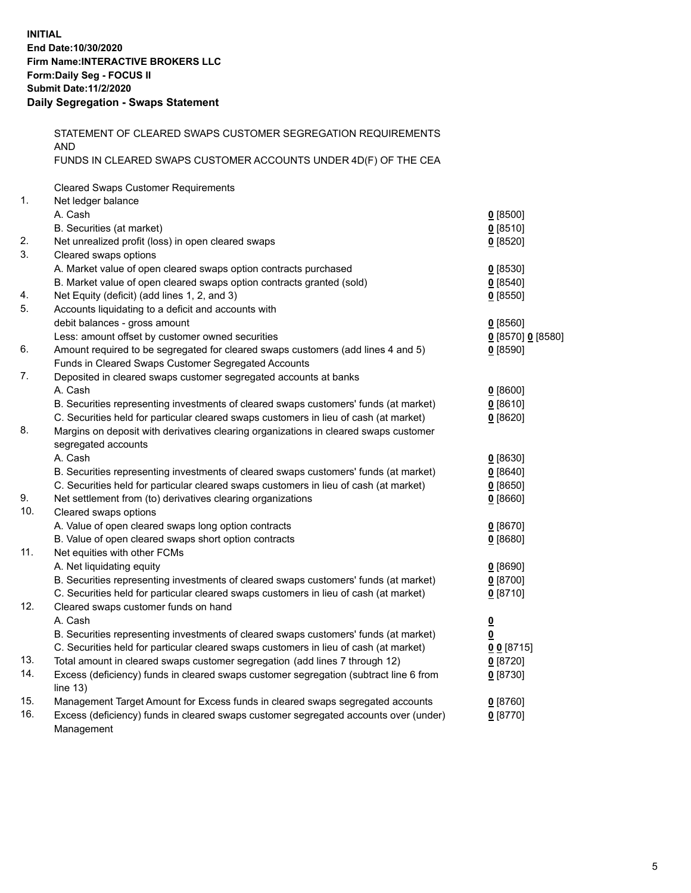**INITIAL**
**End Date:10/30/2020**
**Firm Name:INTERACTIVE BROKERS LLC**
**Form:Daily Seg - FOCUS II**
**Submit Date:11/2/2020**
**Daily Segregation - Swaps Statement**

STATEMENT OF CLEARED SWAPS CUSTOMER SEGREGATION REQUIREMENTS AND FUNDS IN CLEARED SWAPS CUSTOMER ACCOUNTS UNDER 4D(F) OF THE CEA

| | | |
|---|---|---|
| | Cleared Swaps Customer Requirements | |
| 1. | Net ledger balance | |
| | A. Cash | 0 [8500] |
| | B. Securities (at market) | 0 [8510] |
| 2. | Net unrealized profit (loss) in open cleared swaps | 0 [8520] |
| 3. | Cleared swaps options | |
| | A. Market value of open cleared swaps option contracts purchased | 0 [8530] |
| | B. Market value of open cleared swaps option contracts granted (sold) | 0 [8540] |
| 4. | Net Equity (deficit) (add lines 1, 2, and 3) | 0 [8550] |
| 5. | Accounts liquidating to a deficit and accounts with debit balances - gross amount | 0 [8560] |
| | Less: amount offset by customer owned securities | 0 [8570] 0 [8580] |
| 6. | Amount required to be segregated for cleared swaps customers (add lines 4 and 5) | 0 [8590] |
| | Funds in Cleared Swaps Customer Segregated Accounts | |
| 7. | Deposited in cleared swaps customer segregated accounts at banks | |
| | A. Cash | 0 [8600] |
| | B. Securities representing investments of cleared swaps customers' funds (at market) | 0 [8610] |
| | C. Securities held for particular cleared swaps customers in lieu of cash (at market) | 0 [8620] |
| 8. | Margins on deposit with derivatives clearing organizations in cleared swaps customer segregated accounts | |
| | A. Cash | 0 [8630] |
| | B. Securities representing investments of cleared swaps customers' funds (at market) | 0 [8640] |
| | C. Securities held for particular cleared swaps customers in lieu of cash (at market) | 0 [8650] |
| 9. | Net settlement from (to) derivatives clearing organizations | 0 [8660] |
| 10. | Cleared swaps options | |
| | A. Value of open cleared swaps long option contracts | 0 [8670] |
| | B. Value of open cleared swaps short option contracts | 0 [8680] |
| 11. | Net equities with other FCMs | |
| | A. Net liquidating equity | 0 [8690] |
| | B. Securities representing investments of cleared swaps customers' funds (at market) | 0 [8700] |
| | C. Securities held for particular cleared swaps customers in lieu of cash (at market) | 0 [8710] |
| 12. | Cleared swaps customer funds on hand | |
| | A. Cash | 0 |
| | B. Securities representing investments of cleared swaps customers' funds (at market) | 0 |
| | C. Securities held for particular cleared swaps customers in lieu of cash (at market) | 0 0 [8715] |
| 13. | Total amount in cleared swaps customer segregation (add lines 7 through 12) | 0 [8720] |
| 14. | Excess (deficiency) funds in cleared swaps customer segregation (subtract line 6 from line 13) | 0 [8730] |
| 15. | Management Target Amount for Excess funds in cleared swaps segregated accounts | 0 [8760] |
| 16. | Excess (deficiency) funds in cleared swaps customer segregated accounts over (under) Management | 0 [8770] |